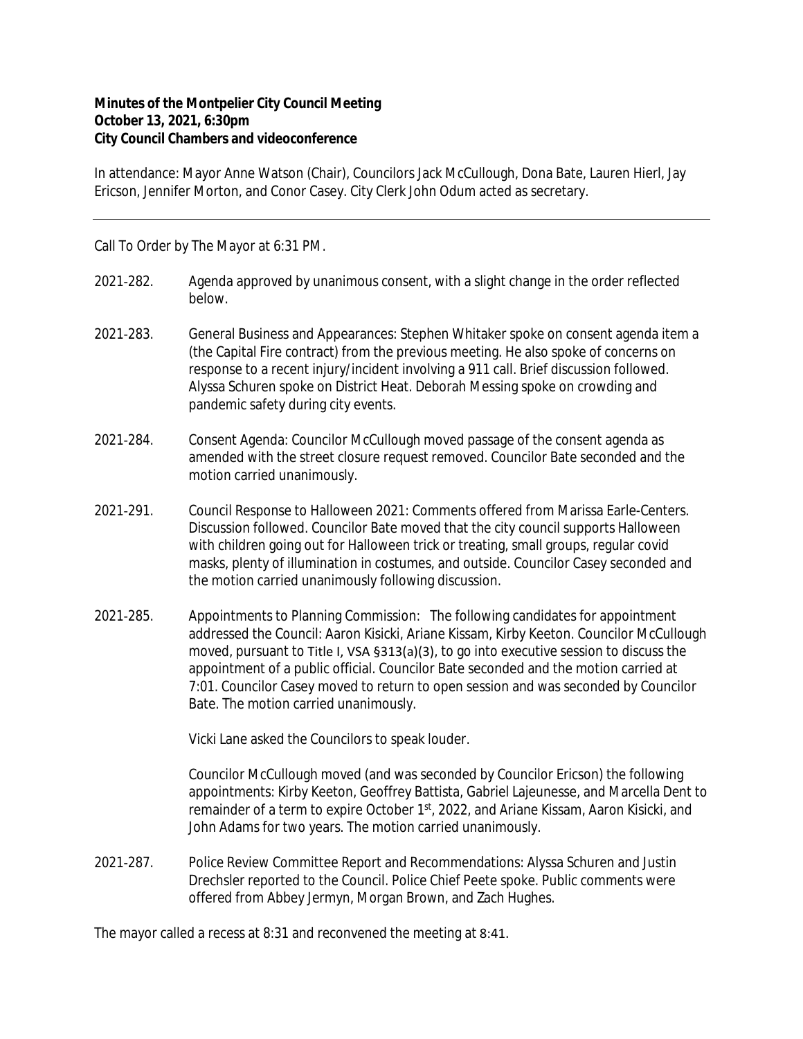**Minutes of the Montpelier City Council Meeting**
**October 13, 2021, 6:30pm**
**City Council Chambers and videoconference**

In attendance: Mayor Anne Watson (Chair), Councilors Jack McCullough, Dona Bate, Lauren Hierl, Jay Ericson, Jennifer Morton, and Conor Casey. City Clerk John Odum acted as secretary.

---

Call To Order by The Mayor at 6:31 PM.

2021-282. Agenda approved by unanimous consent, with a slight change in the order reflected below.

2021-283. General Business and Appearances: Stephen Whitaker spoke on consent agenda item a (the Capital Fire contract) from the previous meeting. He also spoke of concerns on response to a recent injury/incident involving a 911 call. Brief discussion followed. Alyssa Schuren spoke on District Heat. Deborah Messing spoke on crowding and pandemic safety during city events.

2021-284. Consent Agenda: Councilor McCullough moved passage of the consent agenda as amended with the street closure request removed. Councilor Bate seconded and the motion carried unanimously.

2021-291. Council Response to Halloween 2021: Comments offered from Marissa Earle-Centers. Discussion followed. Councilor Bate moved that the city council supports Halloween with children going out for Halloween trick or treating, small groups, regular covid masks, plenty of illumination in costumes, and outside. Councilor Casey seconded and the motion carried unanimously following discussion.

2021-285. Appointments to Planning Commission: The following candidates for appointment addressed the Council: Aaron Kisicki, Ariane Kissam, Kirby Keeton. Councilor McCullough moved, pursuant to Title I, VSA §313(a)(3), to go into executive session to discuss the appointment of a public official. Councilor Bate seconded and the motion carried at 7:01. Councilor Casey moved to return to open session and was seconded by Councilor Bate. The motion carried unanimously.

Vicki Lane asked the Councilors to speak louder.

Councilor McCullough moved (and was seconded by Councilor Ericson) the following appointments: Kirby Keeton, Geoffrey Battista, Gabriel Lajeunesse, and Marcella Dent to remainder of a term to expire October 1st, 2022, and Ariane Kissam, Aaron Kisicki, and John Adams for two years. The motion carried unanimously.

2021-287. Police Review Committee Report and Recommendations: Alyssa Schuren and Justin Drechsler reported to the Council. Police Chief Peete spoke. Public comments were offered from Abbey Jermyn, Morgan Brown, and Zach Hughes.

The mayor called a recess at 8:31 and reconvened the meeting at 8:41.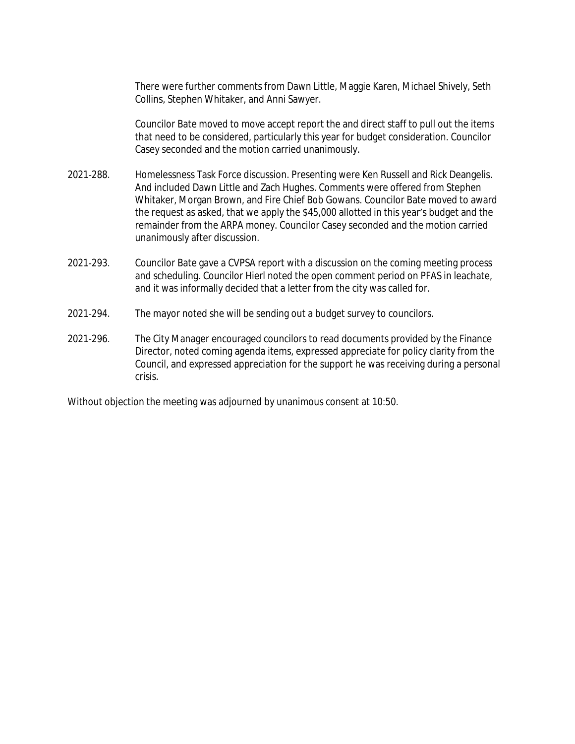There were further comments from Dawn Little, Maggie Karen, Michael Shively, Seth Collins, Stephen Whitaker, and Anni Sawyer.

Councilor Bate moved to move accept report the and direct staff to pull out the items that need to be considered, particularly this year for budget consideration. Councilor Casey seconded and the motion carried unanimously.

2021-288. Homelessness Task Force discussion. Presenting were Ken Russell and Rick Deangelis. And included Dawn Little and Zach Hughes. Comments were offered from Stephen Whitaker, Morgan Brown, and Fire Chief Bob Gowans. Councilor Bate moved to award the request as asked, that we apply the $45,000 allotted in this year's budget and the remainder from the ARPA money. Councilor Casey seconded and the motion carried unanimously after discussion.

2021-293. Councilor Bate gave a CVPSA report with a discussion on the coming meeting process and scheduling. Councilor Hierl noted the open comment period on PFAS in leachate, and it was informally decided that a letter from the city was called for.

2021-294. The mayor noted she will be sending out a budget survey to councilors.

2021-296. The City Manager encouraged councilors to read documents provided by the Finance Director, noted coming agenda items, expressed appreciate for policy clarity from the Council, and expressed appreciation for the support he was receiving during a personal crisis.

Without objection the meeting was adjourned by unanimous consent at 10:50.